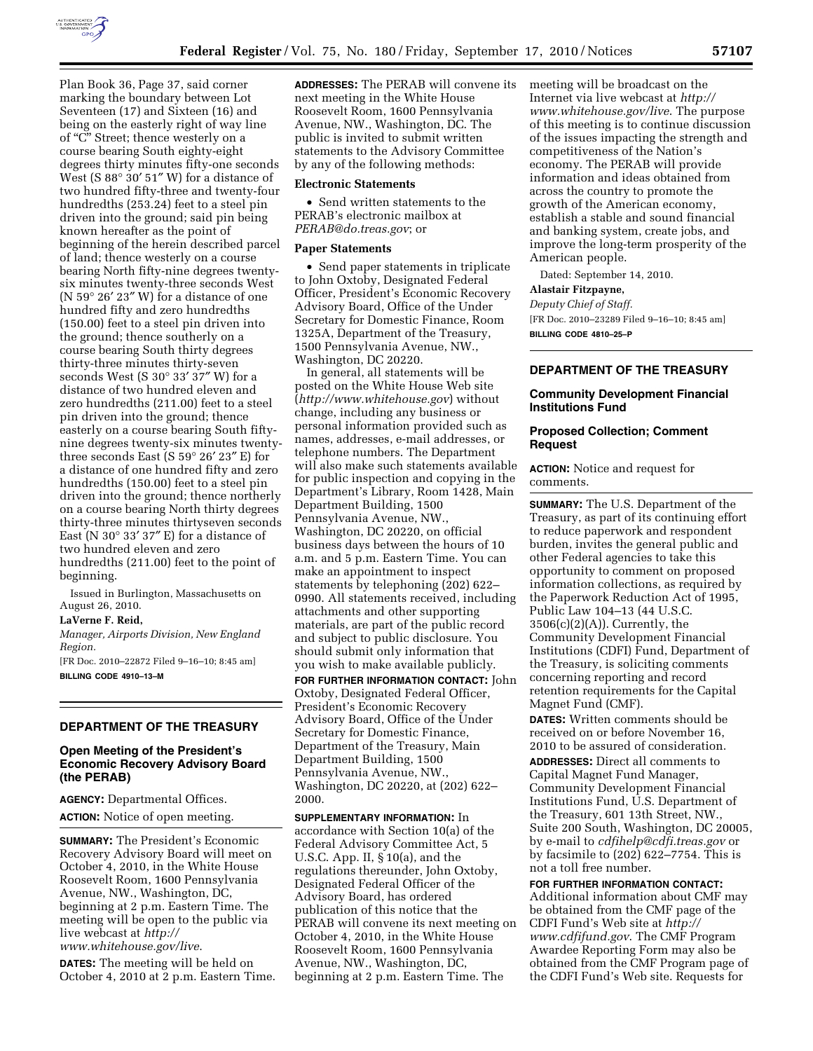Plan Book 36, Page 37, said corner marking the boundary between Lot Seventeen (17) and Sixteen (16) and being on the easterly right of way line of "C" Street; thence westerly on a course bearing South eighty-eight degrees thirty minutes fifty-one seconds West (S 88° 30′ 51″ W) for a distance of two hundred fifty-three and twenty-four hundredths (253.24) feet to a steel pin driven into the ground; said pin being known hereafter as the point of beginning of the herein described parcel of land; thence westerly on a course bearing North fifty-nine degrees twenty-six minutes twenty-three seconds West (N 59° 26′ 23″ W) for a distance of one hundred fifty and zero hundredths (150.00) feet to a steel pin driven into the ground; thence southerly on a course bearing South thirty degrees thirty-three minutes thirty-seven seconds West (S 30° 33′ 37″ W) for a distance of two hundred eleven and zero hundredths (211.00) feet to a steel pin driven into the ground; thence easterly on a course bearing South fifty-nine degrees twenty-six minutes twenty-three seconds East (S 59° 26′ 23″ E) for a distance of one hundred fifty and zero hundredths (150.00) feet to a steel pin driven into the ground; thence northerly on a course bearing North thirty degrees thirty-three minutes thirtyseven seconds East (N 30° 33′ 37″ E) for a distance of two hundred eleven and zero hundredths (211.00) feet to the point of beginning.

Issued in Burlington, Massachusetts on August 26, 2010.

**LaVerne F. Reid,**

*Manager, Airports Division, New England Region.*

[FR Doc. 2010–22872 Filed 9–16–10; 8:45 am]

**BILLING CODE 4910–13–M**

## DEPARTMENT OF THE TREASURY

### Open Meeting of the President's Economic Recovery Advisory Board (the PERAB)

**AGENCY:** Departmental Offices.

**ACTION:** Notice of open meeting.

**SUMMARY:** The President's Economic Recovery Advisory Board will meet on October 4, 2010, in the White House Roosevelt Room, 1600 Pennsylvania Avenue, NW., Washington, DC, beginning at 2 p.m. Eastern Time. The meeting will be open to the public via live webcast at *http://www.whitehouse.gov/live*.

**DATES:** The meeting will be held on October 4, 2010 at 2 p.m. Eastern Time.

**ADDRESSES:** The PERAB will convene its next meeting in the White House Roosevelt Room, 1600 Pennsylvania Avenue, NW., Washington, DC. The public is invited to submit written statements to the Advisory Committee by any of the following methods:

**Electronic Statements**

- Send written statements to the PERAB's electronic mailbox at *PERAB@do.treas.gov*; or

**Paper Statements**

- Send paper statements in triplicate to John Oxtoby, Designated Federal Officer, President's Economic Recovery Advisory Board, Office of the Under Secretary for Domestic Finance, Room 1325A, Department of the Treasury, 1500 Pennsylvania Avenue, NW., Washington, DC 20220.

In general, all statements will be posted on the White House Web site (*http://www.whitehouse.gov*) without change, including any business or personal information provided such as names, addresses, e-mail addresses, or telephone numbers. The Department will also make such statements available for public inspection and copying in the Department's Library, Room 1428, Main Department Building, 1500 Pennsylvania Avenue, NW., Washington, DC 20220, on official business days between the hours of 10 a.m. and 5 p.m. Eastern Time. You can make an appointment to inspect statements by telephoning (202) 622–0990. All statements received, including attachments and other supporting materials, are part of the public record and subject to public disclosure. You should submit only information that you wish to make available publicly.

**FOR FURTHER INFORMATION CONTACT:** John Oxtoby, Designated Federal Officer, President's Economic Recovery Advisory Board, Office of the Under Secretary for Domestic Finance, Department of the Treasury, Main Department Building, 1500 Pennsylvania Avenue, NW., Washington, DC 20220, at (202) 622–2000.

**SUPPLEMENTARY INFORMATION:** In accordance with Section 10(a) of the Federal Advisory Committee Act, 5 U.S.C. App. II, § 10(a), and the regulations thereunder, John Oxtoby, Designated Federal Officer of the Advisory Board, has ordered publication of this notice that the PERAB will convene its next meeting on October 4, 2010, in the White House Roosevelt Room, 1600 Pennsylvania Avenue, NW., Washington, DC, beginning at 2 p.m. Eastern Time. The meeting will be broadcast on the Internet via live webcast at *http://www.whitehouse.gov/live*. The purpose of this meeting is to continue discussion of the issues impacting the strength and competitiveness of the Nation's economy. The PERAB will provide information and ideas obtained from across the country to promote the growth of the American economy, establish a stable and sound financial and banking system, create jobs, and improve the long-term prosperity of the American people.

Dated: September 14, 2010.

**Alastair Fitzpayne,**

*Deputy Chief of Staff.*

[FR Doc. 2010–23289 Filed 9–16–10; 8:45 am]

**BILLING CODE 4810–25–P**

## DEPARTMENT OF THE TREASURY

### Community Development Financial Institutions Fund

### Proposed Collection; Comment Request

**ACTION:** Notice and request for comments.

**SUMMARY:** The U.S. Department of the Treasury, as part of its continuing effort to reduce paperwork and respondent burden, invites the general public and other Federal agencies to take this opportunity to comment on proposed information collections, as required by the Paperwork Reduction Act of 1995, Public Law 104–13 (44 U.S.C. 3506(c)(2)(A)). Currently, the Community Development Financial Institutions (CDFI) Fund, Department of the Treasury, is soliciting comments concerning reporting and record retention requirements for the Capital Magnet Fund (CMF).

**DATES:** Written comments should be received on or before November 16, 2010 to be assured of consideration.

**ADDRESSES:** Direct all comments to Capital Magnet Fund Manager, Community Development Financial Institutions Fund, U.S. Department of the Treasury, 601 13th Street, NW., Suite 200 South, Washington, DC 20005, by e-mail to *cdfihelp@cdfi.treas.gov* or by facsimile to (202) 622–7754. This is not a toll free number.

**FOR FURTHER INFORMATION CONTACT:** Additional information about CMF may be obtained from the CMF page of the CDFI Fund's Web site at *http://www.cdfifund.gov*. The CMF Program Awardee Reporting Form may also be obtained from the CMF Program page of the CDFI Fund's Web site. Requests for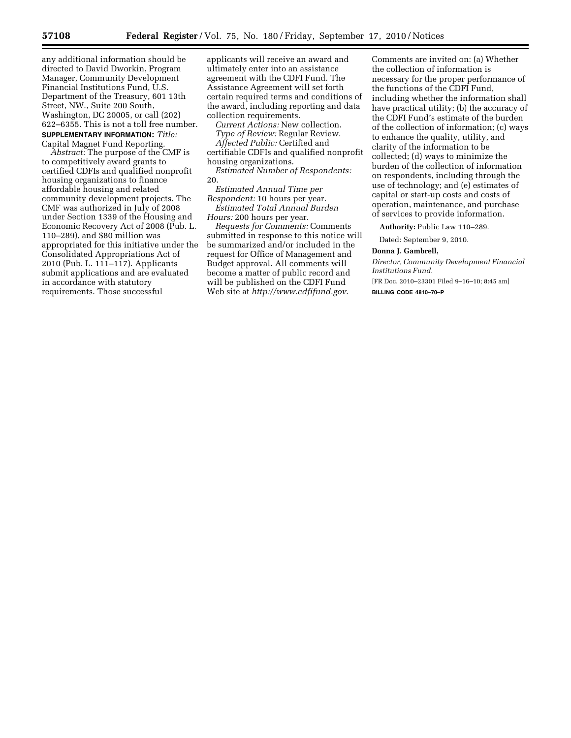any additional information should be directed to David Dworkin, Program Manager, Community Development Financial Institutions Fund, U.S. Department of the Treasury, 601 13th Street, NW., Suite 200 South, Washington, DC 20005, or call (202) 622–6355. This is not a toll free number.

**SUPPLEMENTARY INFORMATION:** *Title:* Capital Magnet Fund Reporting.

*Abstract:* The purpose of the CMF is to competitively award grants to certified CDFIs and qualified nonprofit housing organizations to finance affordable housing and related community development projects. The CMF was authorized in July of 2008 under Section 1339 of the Housing and Economic Recovery Act of 2008 (Pub. L. 110–289), and $80 million was appropriated for this initiative under the Consolidated Appropriations Act of 2010 (Pub. L. 111–117). Applicants submit applications and are evaluated in accordance with statutory requirements. Those successful applicants will receive an award and ultimately enter into an assistance agreement with the CDFI Fund. The Assistance Agreement will set forth certain required terms and conditions of the award, including reporting and data collection requirements.

*Current Actions:* New collection.

*Type of Review:* Regular Review.

*Affected Public:* Certified and certifiable CDFIs and qualified nonprofit housing organizations.

*Estimated Number of Respondents:* 20.

*Estimated Annual Time per Respondent:* 10 hours per year.

*Estimated Total Annual Burden Hours:* 200 hours per year.

*Requests for Comments:* Comments submitted in response to this notice will be summarized and/or included in the request for Office of Management and Budget approval. All comments will become a matter of public record and will be published on the CDFI Fund Web site at *http://www.cdfifund.gov*.

Comments are invited on: (a) Whether the collection of information is necessary for the proper performance of the functions of the CDFI Fund, including whether the information shall have practical utility; (b) the accuracy of the CDFI Fund's estimate of the burden of the collection of information; (c) ways to enhance the quality, utility, and clarity of the information to be collected; (d) ways to minimize the burden of the collection of information on respondents, including through the use of technology; and (e) estimates of capital or start-up costs and costs of operation, maintenance, and purchase of services to provide information.

**Authority:** Public Law 110–289.

Dated: September 9, 2010.

**Donna J. Gambrell,**

*Director, Community Development Financial Institutions Fund.*

[FR Doc. 2010–23301 Filed 9–16–10; 8:45 am]

**BILLING CODE 4810–70–P**